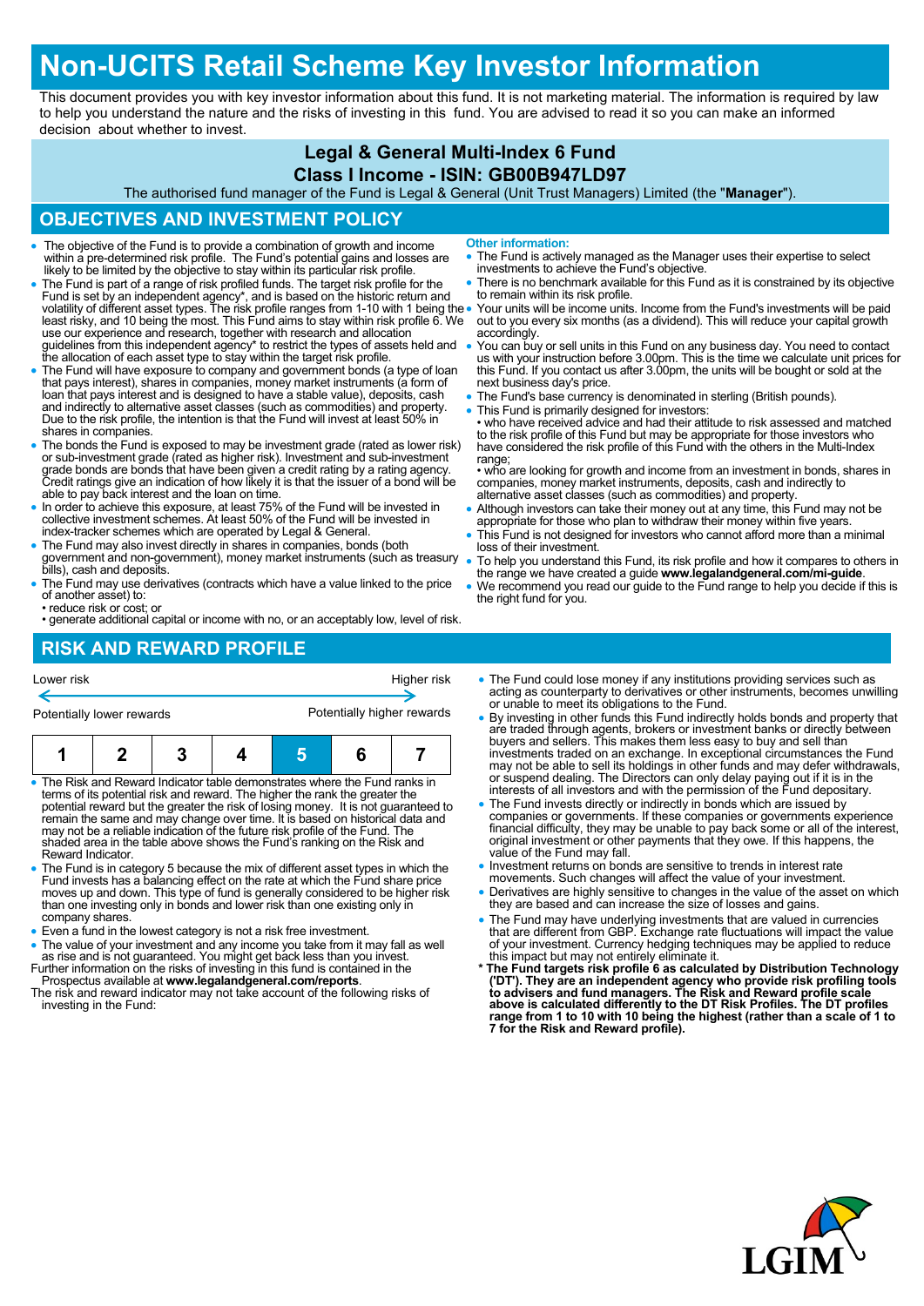# Non-UCITS Retail Scheme Key Investor Information

This document provides you with key investor information about this fund. It is not marketing material. The information is required by law to help you understand the nature and the risks of investing in this fund. You are advised to read it so you can make an informed decision about whether to invest.

## Legal & General Multi-Index 6 Fund
## Class I Income - ISIN: GB00B947LD97

The authorised fund manager of the Fund is Legal & General (Unit Trust Managers) Limited (the "**Manager**").

## OBJECTIVES AND INVESTMENT POLICY

- The objective of the Fund is to provide a combination of growth and income within a pre-determined risk profile. The Fund's potential gains and losses are likely to be limited by the objective to stay within its particular risk profile.
- The Fund is part of a range of risk profiled funds. The target risk profile for the Fund is set by an independent agency*, and is based on the historic return and volatility of different asset types. The risk profile ranges from 1-10 with 1 being the least risky, and 10 being the most. This Fund aims to stay within risk profile 6. We use our experience and research, together with research and allocation guidelines from this independent agency* to restrict the types of assets held and the allocation of each asset type to stay within the target risk profile.
- The Fund will have exposure to company and government bonds (a type of loan that pays interest), shares in companies, money market instruments (a form of loan that pays interest and is designed to have a stable value), deposits, cash and indirectly to alternative asset classes (such as commodities) and property. Due to the risk profile, the intention is that the Fund will invest at least 50% in shares in companies.
- The bonds the Fund is exposed to may be investment grade (rated as lower risk) or sub-investment grade (rated as higher risk). Investment and sub-investment grade bonds are bonds that have been given a credit rating by a rating agency. Credit ratings give an indication of how likely it is that the issuer of a bond will be able to pay back interest and the loan on time.
- In order to achieve this exposure, at least 75% of the Fund will be invested in collective investment schemes. At least 50% of the Fund will be invested in index-tracker schemes which are operated by Legal & General.
- The Fund may also invest directly in shares in companies, bonds (both government and non-government), money market instruments (such as treasury bills), cash and deposits.
- The Fund may use derivatives (contracts which have a value linked to the price of another asset) to:
  - reduce risk or cost; or
  - generate additional capital or income with no, or an acceptably low, level of risk.

**Other information:**

- The Fund is actively managed as the Manager uses their expertise to select investments to achieve the Fund's objective.
- There is no benchmark available for this Fund as it is constrained by its objective to remain within its risk profile.
- Your units will be income units. Income from the Fund's investments will be paid out to you every six months (as a dividend). This will reduce your capital growth accordingly.
- You can buy or sell units in this Fund on any business day. You need to contact us with your instruction before 3.00pm. This is the time we calculate unit prices for this Fund. If you contact us after 3.00pm, the units will be bought or sold at the next business day's price.
- The Fund's base currency is denominated in sterling (British pounds).
- This Fund is primarily designed for investors:
  - who have received advice and had their attitude to risk assessed and matched to the risk profile of this Fund but may be appropriate for those investors who have considered the risk profile of this Fund with the others in the Multi-Index range;
  - who are looking for growth and income from an investment in bonds, shares in companies, money market instruments, deposits, cash and indirectly to alternative asset classes (such as commodities) and property.
- Although investors can take their money out at any time, this Fund may not be appropriate for those who plan to withdraw their money within five years.
- This Fund is not designed for investors who cannot afford more than a minimal loss of their investment.
- To help you understand this Fund, its risk profile and how it compares to others in the range we have created a guide **www.legalandgeneral.com/mi-guide**.
- We recommend you read our guide to the Fund range to help you decide if this is the right fund for you.

## RISK AND REWARD PROFILE

| Lower risk | | | | | | Higher risk |
|---|---|---|---|---|---|---|
| Potentially lower rewards | | | | | | Potentially higher rewards |
| 1 | 2 | 3 | 4 | **5** | 6 | 7 |

- The Risk and Reward Indicator table demonstrates where the Fund ranks in terms of its potential risk and reward. The higher the rank the greater the potential reward but the greater the risk of losing money. It is not guaranteed to remain the same and may change over time. It is based on historical data and may not be a reliable indication of the future risk profile of the Fund. The shaded area in the table above shows the Fund's ranking on the Risk and Reward Indicator.
- The Fund is in category 5 because the mix of different asset types in which the Fund invests has a balancing effect on the rate at which the Fund share price moves up and down. This type of fund is generally considered to be higher risk than one investing only in bonds and lower risk than one existing only in company shares.
- Even a fund in the lowest category is not a risk free investment.
- The value of your investment and any income you take from it may fall as well as rise and is not guaranteed. You might get back less than you invest.

Further information on the risks of investing in this fund is contained in the Prospectus available at **www.legalandgeneral.com/reports**.

The risk and reward indicator may not take account of the following risks of investing in the Fund:

- The Fund could lose money if any institutions providing services such as acting as counterparty to derivatives or other instruments, becomes unwilling or unable to meet its obligations to the Fund.
- By investing in other funds this Fund indirectly holds bonds and property that are traded through agents, brokers or investment banks or directly between buyers and sellers. This makes them less easy to buy and sell than investments traded on an exchange. In exceptional circumstances the Fund may not be able to sell its holdings in other funds and may defer withdrawals, or suspend dealing. The Directors can only delay paying out if it is in the interests of all investors and with the permission of the Fund depositary.
- The Fund invests directly or indirectly in bonds which are issued by companies or governments. If these companies or governments experience financial difficulty, they may be unable to pay back some or all of the interest, original investment or other payments that they owe. If this happens, the value of the Fund may fall.
- Investment returns on bonds are sensitive to trends in interest rate movements. Such changes will affect the value of your investment.
- Derivatives are highly sensitive to changes in the value of the asset on which they are based and can increase the size of losses and gains.
- The Fund may have underlying investments that are valued in currencies that are different from GBP. Exchange rate fluctuations will impact the value of your investment. Currency hedging techniques may be applied to reduce this impact but may not entirely eliminate it.

**\* The Fund targets risk profile 6 as calculated by Distribution Technology ('DT'). They are an independent agency who provide risk profiling tools to advisers and fund managers. The Risk and Reward profile scale above is calculated differently to the DT Risk Profiles. The DT profiles range from 1 to 10 with 10 being the highest (rather than a scale of 1 to 7 for the Risk and Reward profile).**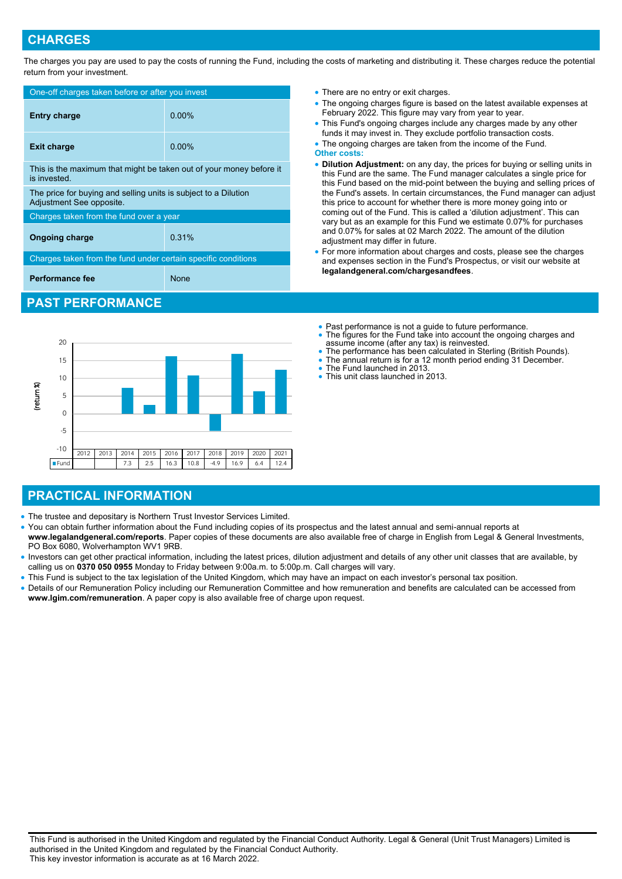## CHARGES

The charges you pay are used to pay the costs of running the Fund, including the costs of marketing and distributing it. These charges reduce the potential return from your investment.

| One-off charges taken before or after you invest | |
|---|---|
| **Entry charge** | 0.00% |
| **Exit charge** | 0.00% |
| This is the maximum that might be taken out of your money before it is invested. | |
| The price for buying and selling units is subject to a Dilution Adjustment See opposite. | |
| Charges taken from the fund over a year | |
| **Ongoing charge** | 0.31% |
| Charges taken from the fund under certain specific conditions | |
| **Performance fee** | None |

- There are no entry or exit charges.
- The ongoing charges figure is based on the latest available expenses at February 2022. This figure may vary from year to year.
- This Fund's ongoing charges include any charges made by any other funds it may invest in. They exclude portfolio transaction costs.
- The ongoing charges are taken from the income of the Fund.

**Other costs:**

- **Dilution Adjustment:** on any day, the prices for buying or selling units in this Fund are the same. The Fund manager calculates a single price for this Fund based on the mid-point between the buying and selling prices of the Fund's assets. In certain circumstances, the Fund manager can adjust this price to account for whether there is more money going into or coming out of the Fund. This is called a 'dilution adjustment'. This can vary but as an example for this Fund we estimate 0.07% for purchases and 0.07% for sales at 02 March 2022. The amount of the dilution adjustment may differ in future.
- For more information about charges and costs, please see the charges and expenses section in the Fund's Prospectus, or visit our website at **legalandgeneral.com/chargesandfees**.

## PAST PERFORMANCE

(return %)

20
15
10
5
0
-5
-10

2012 2013 2014 2015 2016 2017 2018 2019 2020 2021

Fund: 7.3 (2014), 2.5 (2015), 16.3 (2016), 10.8 (2017), -4.9 (2018), 16.9 (2019), 6.4 (2020), 12.4 (2021)

- Past performance is not a guide to future performance.
- The figures for the Fund take into account the ongoing charges and assume income (after any tax) is reinvested.
- The performance has been calculated in Sterling (British Pounds).
- The annual return is for a 12 month period ending 31 December.
- The Fund launched in 2013.
- This unit class launched in 2013.

## PRACTICAL INFORMATION

- The trustee and depositary is Northern Trust Investor Services Limited.
- You can obtain further information about the Fund including copies of its prospectus and the latest annual and semi-annual reports at **www.legalandgeneral.com/reports**. Paper copies of these documents are also available free of charge in English from Legal & General Investments, PO Box 6080, Wolverhampton WV1 9RB.
- Investors can get other practical information, including the latest prices, dilution adjustment and details of any other unit classes that are available, by calling us on **0370 050 0955** Monday to Friday between 9:00a.m. to 5:00p.m. Call charges will vary.
- This Fund is subject to the tax legislation of the United Kingdom, which may have an impact on each investor's personal tax position.
- Details of our Remuneration Policy including our Remuneration Committee and how remuneration and benefits are calculated can be accessed from **www.lgim.com/remuneration**. A paper copy is also available free of charge upon request.

This Fund is authorised in the United Kingdom and regulated by the Financial Conduct Authority. Legal & General (Unit Trust Managers) Limited is authorised in the United Kingdom and regulated by the Financial Conduct Authority.
This key investor information is accurate as at 16 March 2022.